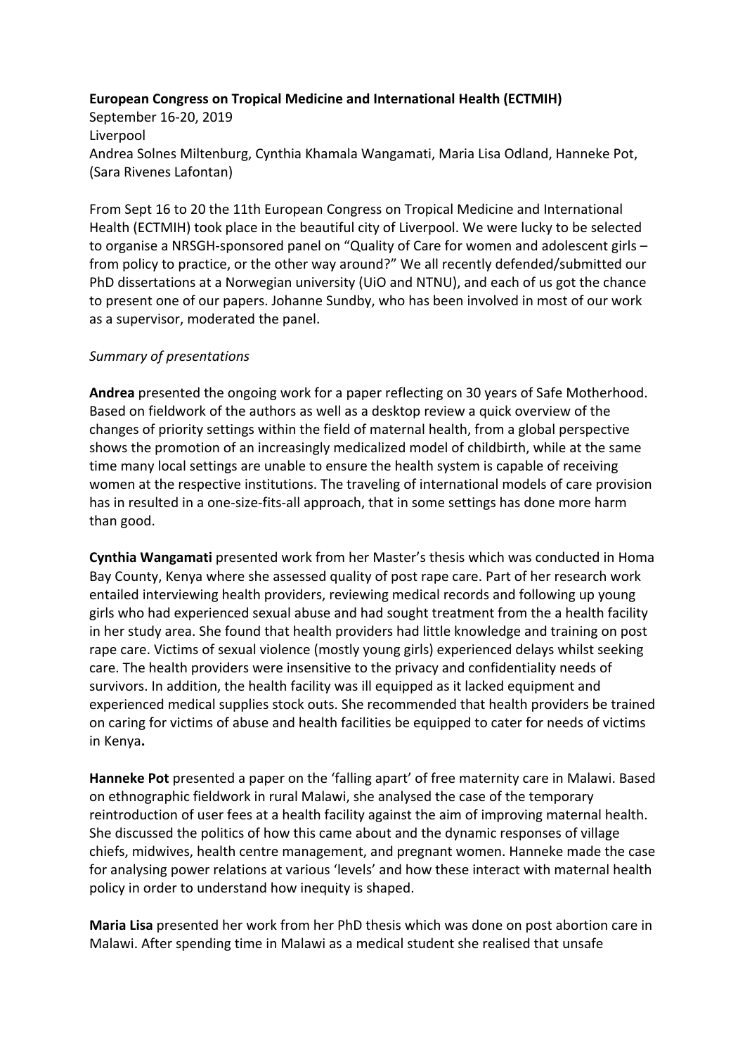**European Congress on Tropical Medicine and International Health (ECTMIH)**
September 16-20, 2019
Liverpool
Andrea Solnes Miltenburg, Cynthia Khamala Wangamati, Maria Lisa Odland, Hanneke Pot, (Sara Rivenes Lafontan)

From Sept 16 to 20 the 11th European Congress on Tropical Medicine and International Health (ECTMIH) took place in the beautiful city of Liverpool. We were lucky to be selected to organise a NRSGH-sponsored panel on "Quality of Care for women and adolescent girls – from policy to practice, or the other way around?" We all recently defended/submitted our PhD dissertations at a Norwegian university (UiO and NTNU), and each of us got the chance to present one of our papers. Johanne Sundby, who has been involved in most of our work as a supervisor, moderated the panel.

*Summary of presentations*

**Andrea** presented the ongoing work for a paper reflecting on 30 years of Safe Motherhood. Based on fieldwork of the authors as well as a desktop review a quick overview of the changes of priority settings within the field of maternal health, from a global perspective shows the promotion of an increasingly medicalized model of childbirth, while at the same time many local settings are unable to ensure the health system is capable of receiving women at the respective institutions. The traveling of international models of care provision has in resulted in a one-size-fits-all approach, that in some settings has done more harm than good.

**Cynthia Wangamati** presented work from her Master's thesis which was conducted in Homa Bay County, Kenya where she assessed quality of post rape care. Part of her research work entailed interviewing health providers, reviewing medical records and following up young girls who had experienced sexual abuse and had sought treatment from the a health facility in her study area. She found that health providers had little knowledge and training on post rape care. Victims of sexual violence (mostly young girls) experienced delays whilst seeking care. The health providers were insensitive to the privacy and confidentiality needs of survivors. In addition, the health facility was ill equipped as it lacked equipment and experienced medical supplies stock outs. She recommended that health providers be trained on caring for victims of abuse and health facilities be equipped to cater for needs of victims in Kenya**.**

**Hanneke Pot** presented a paper on the 'falling apart' of free maternity care in Malawi. Based on ethnographic fieldwork in rural Malawi, she analysed the case of the temporary reintroduction of user fees at a health facility against the aim of improving maternal health. She discussed the politics of how this came about and the dynamic responses of village chiefs, midwives, health centre management, and pregnant women. Hanneke made the case for analysing power relations at various 'levels' and how these interact with maternal health policy in order to understand how inequity is shaped.

**Maria Lisa** presented her work from her PhD thesis which was done on post abortion care in Malawi. After spending time in Malawi as a medical student she realised that unsafe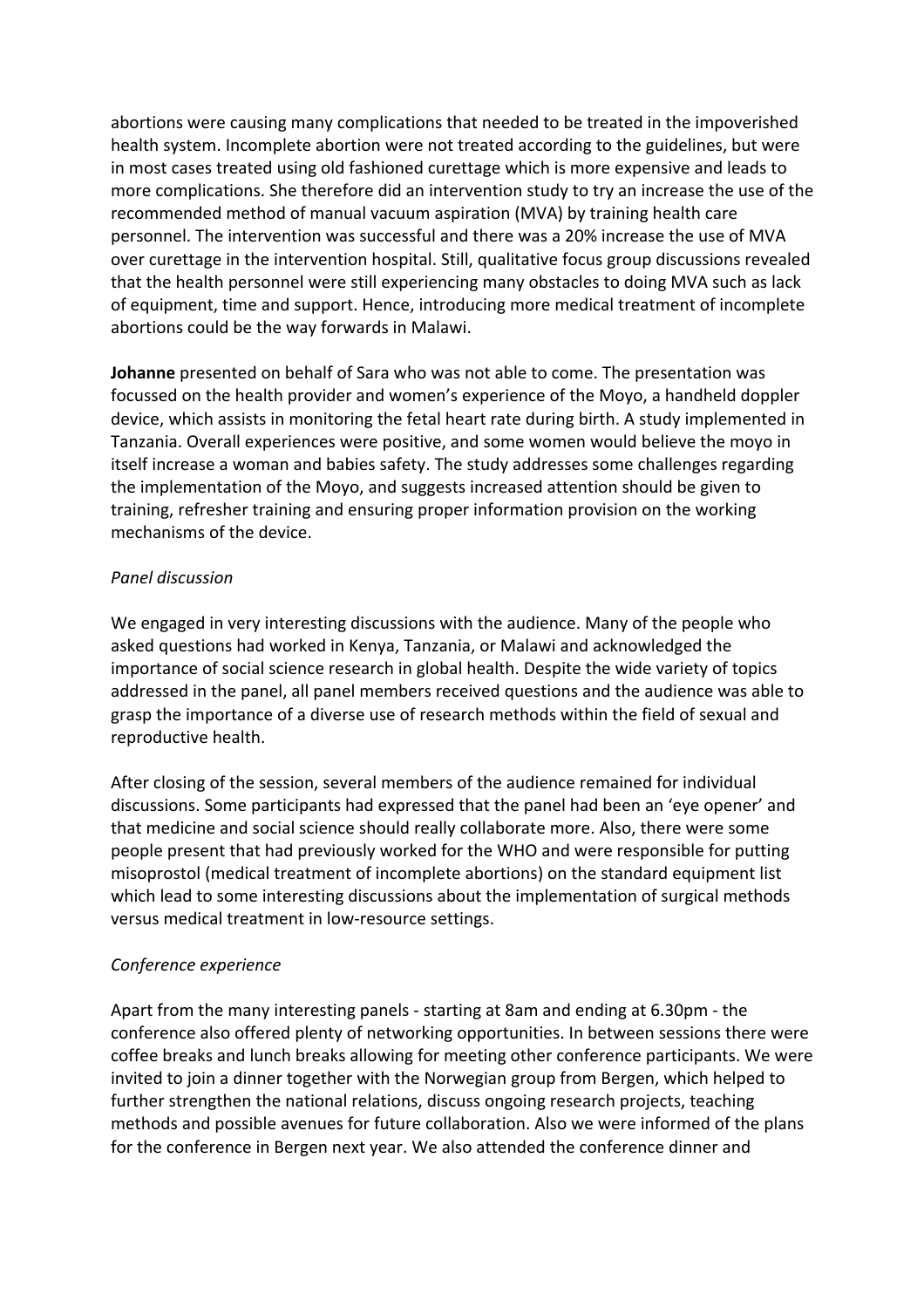abortions were causing many complications that needed to be treated in the impoverished health system. Incomplete abortion were not treated according to the guidelines, but were in most cases treated using old fashioned curettage which is more expensive and leads to more complications. She therefore did an intervention study to try an increase the use of the recommended method of manual vacuum aspiration (MVA) by training health care personnel. The intervention was successful and there was a 20% increase the use of MVA over curettage in the intervention hospital. Still, qualitative focus group discussions revealed that the health personnel were still experiencing many obstacles to doing MVA such as lack of equipment, time and support. Hence, introducing more medical treatment of incomplete abortions could be the way forwards in Malawi.

**Johanne** presented on behalf of Sara who was not able to come. The presentation was focussed on the health provider and women's experience of the Moyo, a handheld doppler device, which assists in monitoring the fetal heart rate during birth. A study implemented in Tanzania. Overall experiences were positive, and some women would believe the moyo in itself increase a woman and babies safety. The study addresses some challenges regarding the implementation of the Moyo, and suggests increased attention should be given to training, refresher training and ensuring proper information provision on the working mechanisms of the device.

*Panel discussion*

We engaged in very interesting discussions with the audience. Many of the people who asked questions had worked in Kenya, Tanzania, or Malawi and acknowledged the importance of social science research in global health. Despite the wide variety of topics addressed in the panel, all panel members received questions and the audience was able to grasp the importance of a diverse use of research methods within the field of sexual and reproductive health.

After closing of the session, several members of the audience remained for individual discussions. Some participants had expressed that the panel had been an 'eye opener' and that medicine and social science should really collaborate more. Also, there were some people present that had previously worked for the WHO and were responsible for putting misoprostol (medical treatment of incomplete abortions) on the standard equipment list which lead to some interesting discussions about the implementation of surgical methods versus medical treatment in low-resource settings.

*Conference experience*

Apart from the many interesting panels - starting at 8am and ending at 6.30pm - the conference also offered plenty of networking opportunities. In between sessions there were coffee breaks and lunch breaks allowing for meeting other conference participants. We were invited to join a dinner together with the Norwegian group from Bergen, which helped to further strengthen the national relations, discuss ongoing research projects, teaching methods and possible avenues for future collaboration. Also we were informed of the plans for the conference in Bergen next year. We also attended the conference dinner and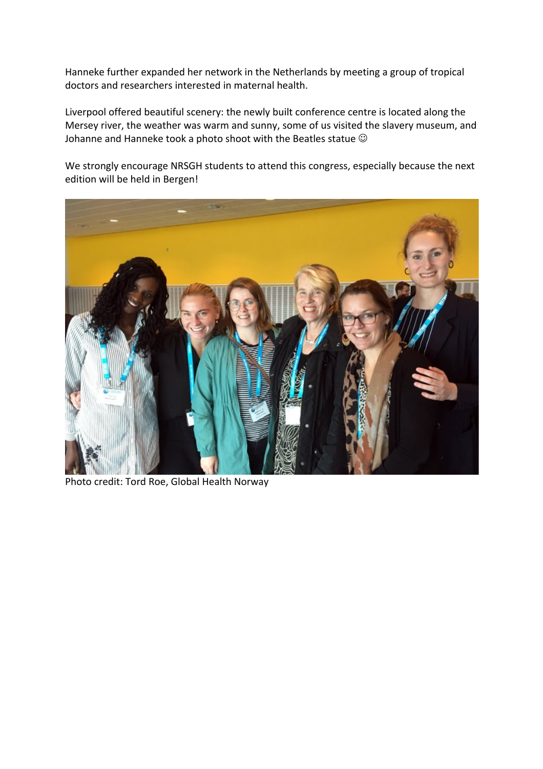Hanneke further expanded her network in the Netherlands by meeting a group of tropical doctors and researchers interested in maternal health.

Liverpool offered beautiful scenery: the newly built conference centre is located along the Mersey river, the weather was warm and sunny, some of us visited the slavery museum, and Johanne and Hanneke took a photo shoot with the Beatles statue ☺

We strongly encourage NRSGH students to attend this congress, especially because the next edition will be held in Bergen!

Photo credit: Tord Roe, Global Health Norway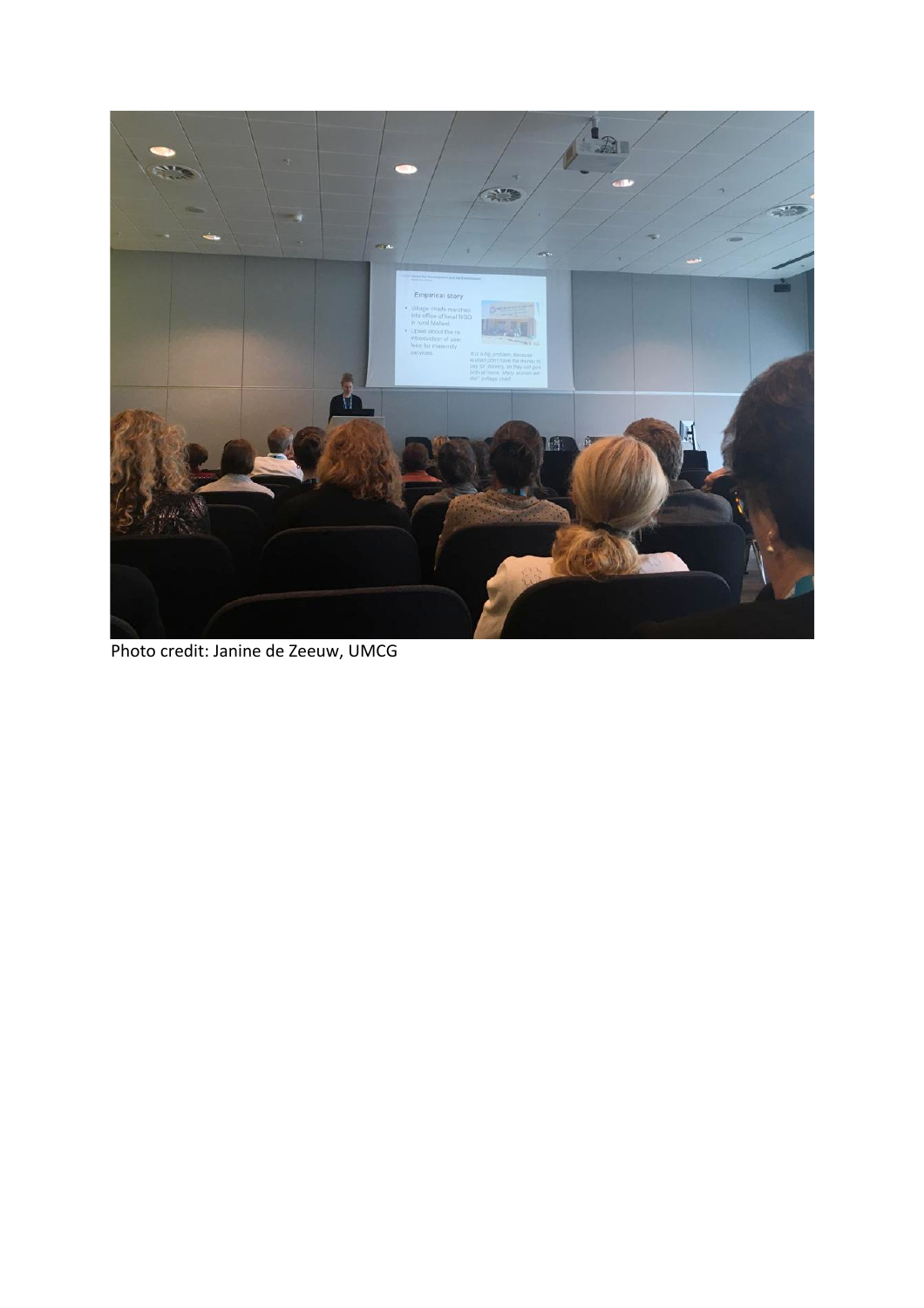Photo credit: Janine de Zeeuw, UMCG